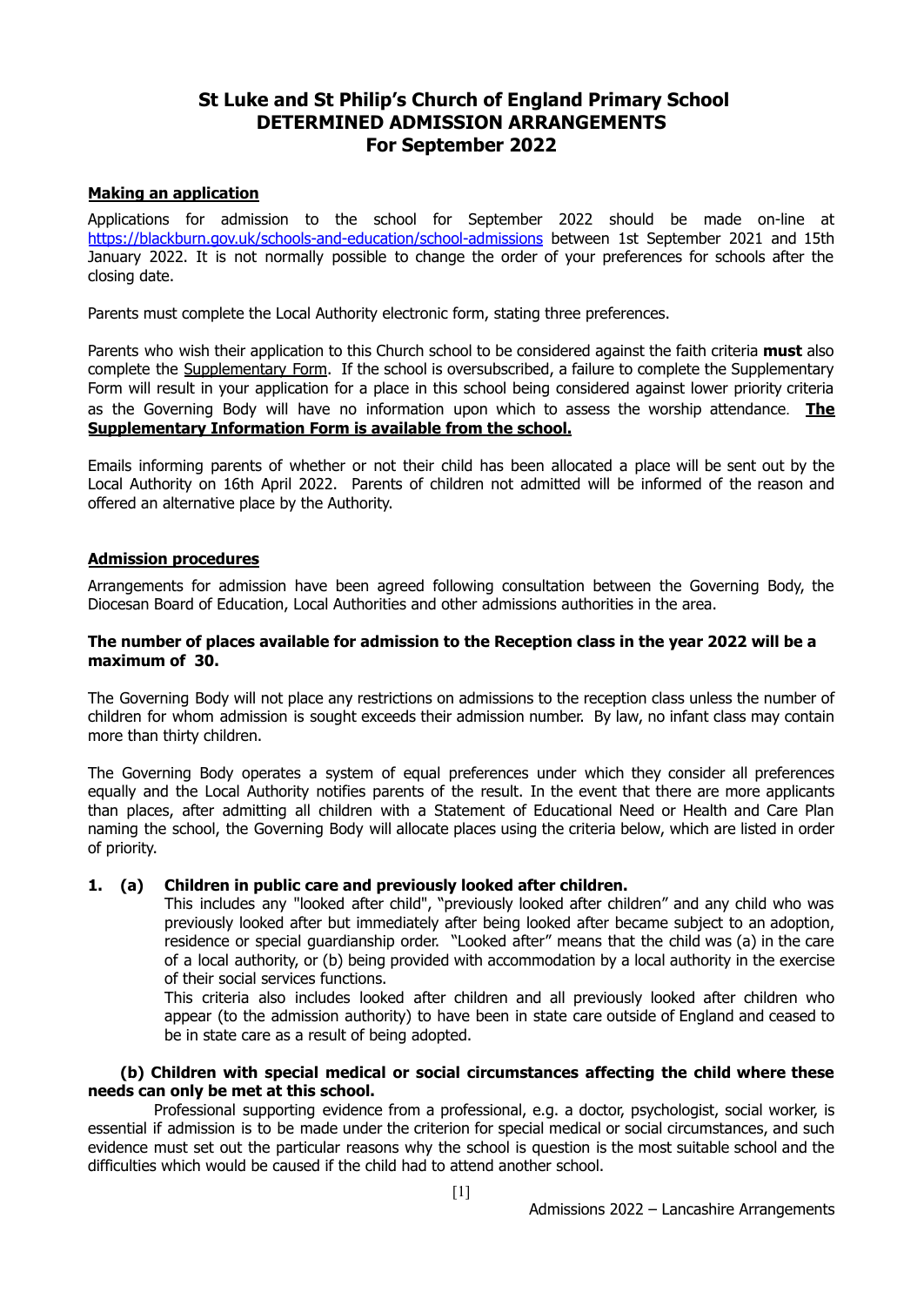# St Luke and St Philip's Church of England Primary School
# DETERMINED ADMISSION ARRANGEMENTS
# For September 2022

**Making an application**

Applications for admission to the school for September 2022 should be made on-line at https://blackburn.gov.uk/schools-and-education/school-admissions between 1st September 2021 and 15th January 2022. It is not normally possible to change the order of your preferences for schools after the closing date.

Parents must complete the Local Authority electronic form, stating three preferences.

Parents who wish their application to this Church school to be considered against the faith criteria **must** also complete the Supplementary Form. If the school is oversubscribed, a failure to complete the Supplementary Form will result in your application for a place in this school being considered against lower priority criteria as the Governing Body will have no information upon which to assess the worship attendance. **The Supplementary Information Form is available from the school.**

Emails informing parents of whether or not their child has been allocated a place will be sent out by the Local Authority on 16th April 2022. Parents of children not admitted will be informed of the reason and offered an alternative place by the Authority.

**Admission procedures**

Arrangements for admission have been agreed following consultation between the Governing Body, the Diocesan Board of Education, Local Authorities and other admissions authorities in the area.

**The number of places available for admission to the Reception class in the year 2022 will be a maximum of 30.**

The Governing Body will not place any restrictions on admissions to the reception class unless the number of children for whom admission is sought exceeds their admission number. By law, no infant class may contain more than thirty children.

The Governing Body operates a system of equal preferences under which they consider all preferences equally and the Local Authority notifies parents of the result. In the event that there are more applicants than places, after admitting all children with a Statement of Educational Need or Health and Care Plan naming the school, the Governing Body will allocate places using the criteria below, which are listed in order of priority.

**1. (a) Children in public care and previously looked after children.**

This includes any "looked after child", "previously looked after children" and any child who was previously looked after but immediately after being looked after became subject to an adoption, residence or special guardianship order. "Looked after" means that the child was (a) in the care of a local authority, or (b) being provided with accommodation by a local authority in the exercise of their social services functions.

This criteria also includes looked after children and all previously looked after children who appear (to the admission authority) to have been in state care outside of England and ceased to be in state care as a result of being adopted.

**(b) Children with special medical or social circumstances affecting the child where these needs can only be met at this school.**

Professional supporting evidence from a professional, e.g. a doctor, psychologist, social worker, is essential if admission is to be made under the criterion for special medical or social circumstances, and such evidence must set out the particular reasons why the school is question is the most suitable school and the difficulties which would be caused if the child had to attend another school.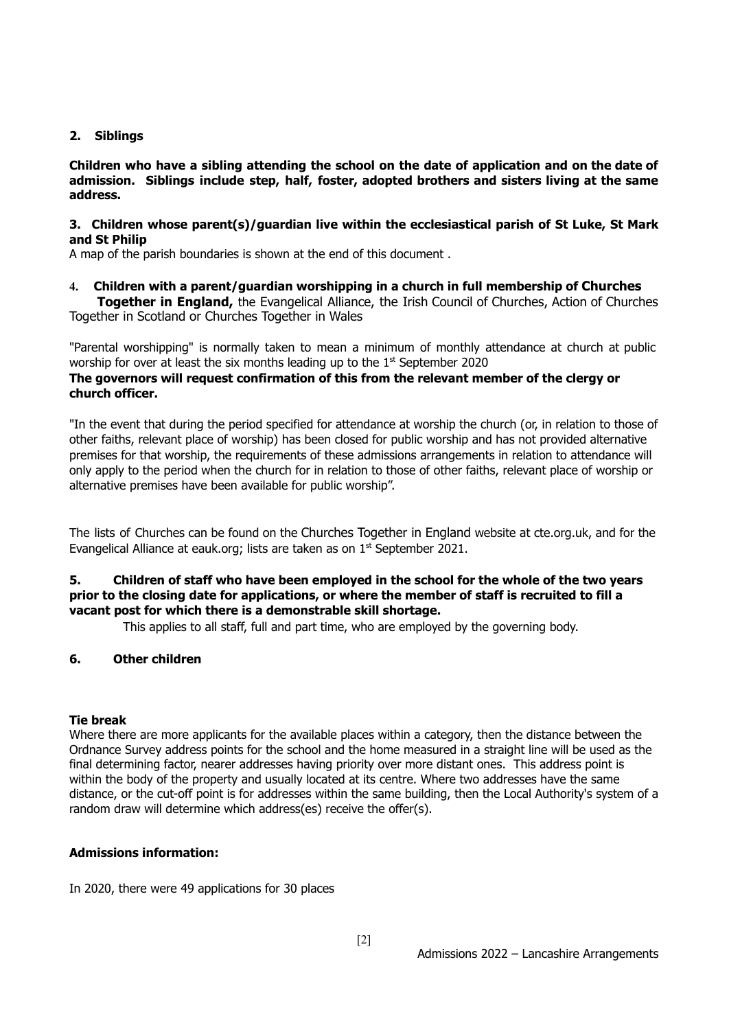**2. Siblings**

**Children who have a sibling attending the school on the date of application and on the date of admission. Siblings include step, half, foster, adopted brothers and sisters living at the same address.**

**3. Children whose parent(s)/guardian live within the ecclesiastical parish of St Luke, St Mark and St Philip**

A map of the parish boundaries is shown at the end of this document .

**4. Children with a parent/guardian worshipping in a church in full membership of Churches Together in England,** the Evangelical Alliance, the Irish Council of Churches, Action of Churches Together in Scotland or Churches Together in Wales

"Parental worshipping" is normally taken to mean a minimum of monthly attendance at church at public worship for over at least the six months leading up to the 1st September 2020

**The governors will request confirmation of this from the relevant member of the clergy or church officer.**

"In the event that during the period specified for attendance at worship the church (or, in relation to those of other faiths, relevant place of worship) has been closed for public worship and has not provided alternative premises for that worship, the requirements of these admissions arrangements in relation to attendance will only apply to the period when the church for in relation to those of other faiths, relevant place of worship or alternative premises have been available for public worship".

The lists of Churches can be found on the Churches Together in England website at cte.org.uk, and for the Evangelical Alliance at eauk.org; lists are taken as on 1st September 2021.

**5. Children of staff who have been employed in the school for the whole of the two years prior to the closing date for applications, or where the member of staff is recruited to fill a vacant post for which there is a demonstrable skill shortage.**

This applies to all staff, full and part time, who are employed by the governing body.

**6. Other children**

**Tie break**

Where there are more applicants for the available places within a category, then the distance between the Ordnance Survey address points for the school and the home measured in a straight line will be used as the final determining factor, nearer addresses having priority over more distant ones. This address point is within the body of the property and usually located at its centre. Where two addresses have the same distance, or the cut-off point is for addresses within the same building, then the Local Authority's system of a random draw will determine which address(es) receive the offer(s).

**Admissions information:**

In 2020, there were 49 applications for 30 places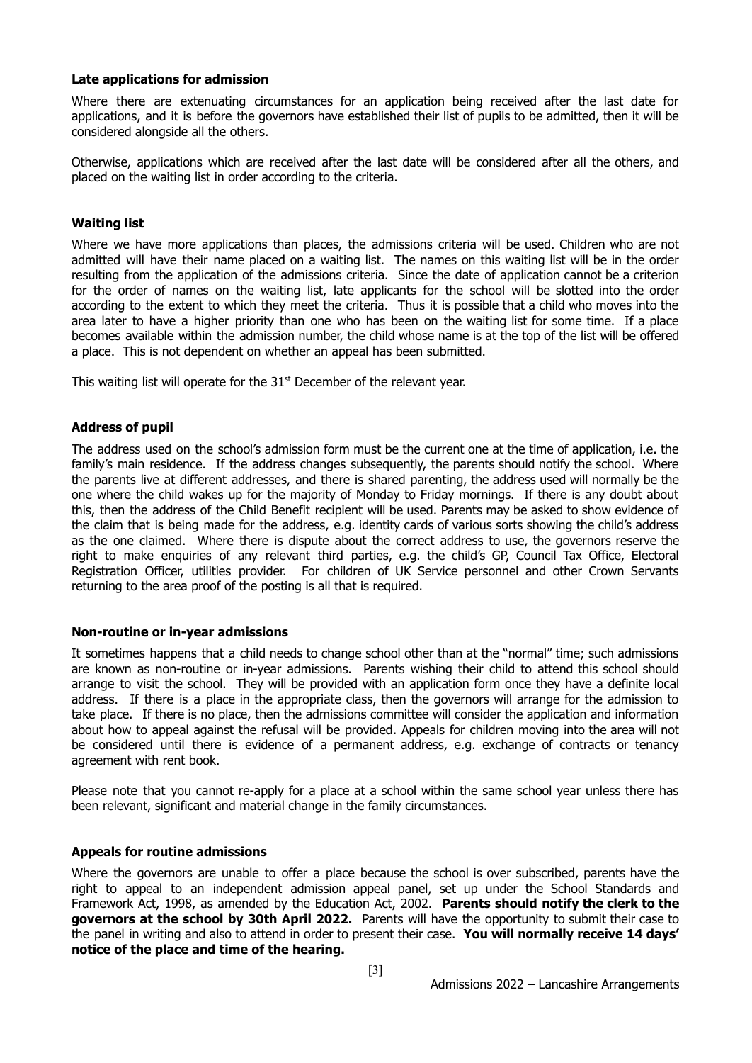### Late applications for admission

Where there are extenuating circumstances for an application being received after the last date for applications, and it is before the governors have established their list of pupils to be admitted, then it will be considered alongside all the others.

Otherwise, applications which are received after the last date will be considered after all the others, and placed on the waiting list in order according to the criteria.

### Waiting list

Where we have more applications than places, the admissions criteria will be used. Children who are not admitted will have their name placed on a waiting list. The names on this waiting list will be in the order resulting from the application of the admissions criteria. Since the date of application cannot be a criterion for the order of names on the waiting list, late applicants for the school will be slotted into the order according to the extent to which they meet the criteria. Thus it is possible that a child who moves into the area later to have a higher priority than one who has been on the waiting list for some time. If a place becomes available within the admission number, the child whose name is at the top of the list will be offered a place. This is not dependent on whether an appeal has been submitted.

This waiting list will operate for the 31st December of the relevant year.

### Address of pupil

The address used on the school's admission form must be the current one at the time of application, i.e. the family's main residence. If the address changes subsequently, the parents should notify the school. Where the parents live at different addresses, and there is shared parenting, the address used will normally be the one where the child wakes up for the majority of Monday to Friday mornings. If there is any doubt about this, then the address of the Child Benefit recipient will be used. Parents may be asked to show evidence of the claim that is being made for the address, e.g. identity cards of various sorts showing the child's address as the one claimed. Where there is dispute about the correct address to use, the governors reserve the right to make enquiries of any relevant third parties, e.g. the child's GP, Council Tax Office, Electoral Registration Officer, utilities provider. For children of UK Service personnel and other Crown Servants returning to the area proof of the posting is all that is required.

### Non-routine or in-year admissions

It sometimes happens that a child needs to change school other than at the "normal" time; such admissions are known as non-routine or in-year admissions. Parents wishing their child to attend this school should arrange to visit the school. They will be provided with an application form once they have a definite local address. If there is a place in the appropriate class, then the governors will arrange for the admission to take place. If there is no place, then the admissions committee will consider the application and information about how to appeal against the refusal will be provided. Appeals for children moving into the area will not be considered until there is evidence of a permanent address, e.g. exchange of contracts or tenancy agreement with rent book.

Please note that you cannot re-apply for a place at a school within the same school year unless there has been relevant, significant and material change in the family circumstances.

### Appeals for routine admissions

Where the governors are unable to offer a place because the school is over subscribed, parents have the right to appeal to an independent admission appeal panel, set up under the School Standards and Framework Act, 1998, as amended by the Education Act, 2002. **Parents should notify the clerk to the governors at the school by 30th April 2022.** Parents will have the opportunity to submit their case to the panel in writing and also to attend in order to present their case. **You will normally receive 14 days' notice of the place and time of the hearing.**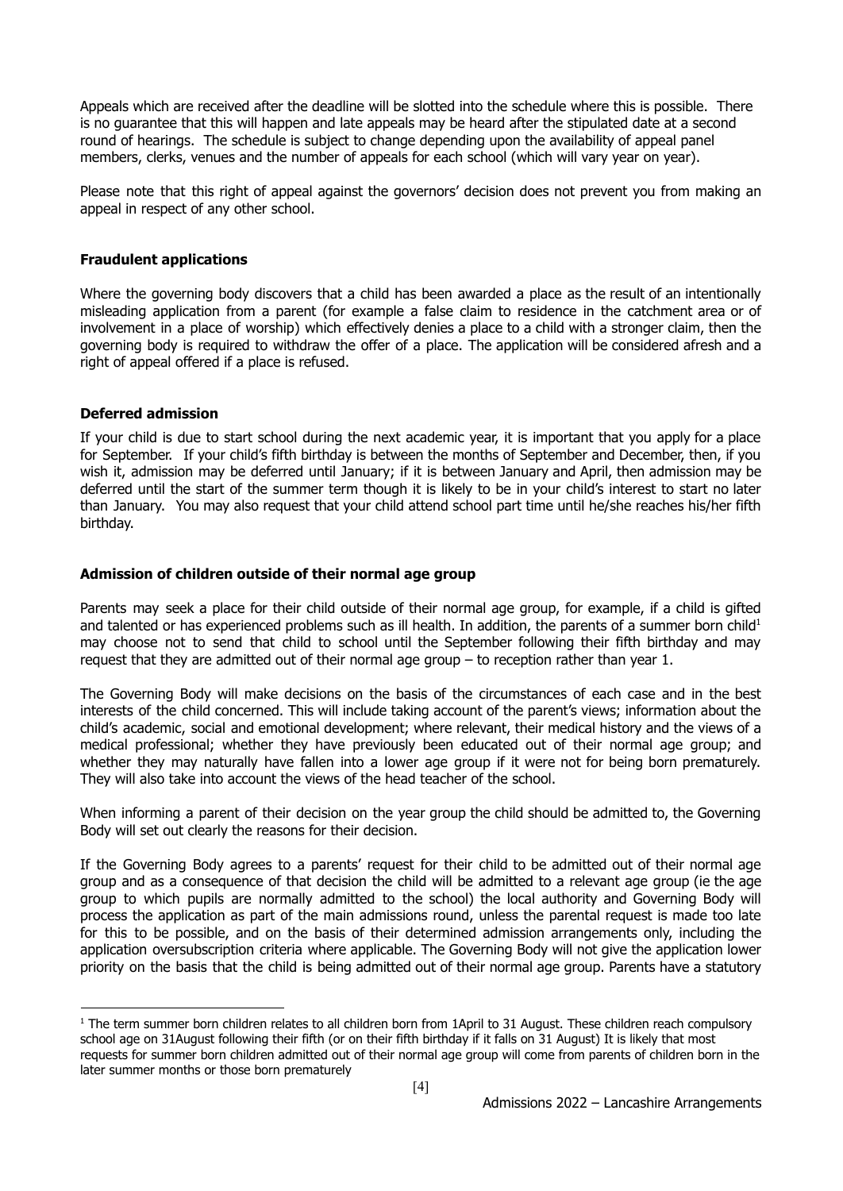Appeals which are received after the deadline will be slotted into the schedule where this is possible. There is no guarantee that this will happen and late appeals may be heard after the stipulated date at a second round of hearings. The schedule is subject to change depending upon the availability of appeal panel members, clerks, venues and the number of appeals for each school (which will vary year on year).

Please note that this right of appeal against the governors' decision does not prevent you from making an appeal in respect of any other school.

**Fraudulent applications**

Where the governing body discovers that a child has been awarded a place as the result of an intentionally misleading application from a parent (for example a false claim to residence in the catchment area or of involvement in a place of worship) which effectively denies a place to a child with a stronger claim, then the governing body is required to withdraw the offer of a place. The application will be considered afresh and a right of appeal offered if a place is refused.

**Deferred admission**

If your child is due to start school during the next academic year, it is important that you apply for a place for September. If your child's fifth birthday is between the months of September and December, then, if you wish it, admission may be deferred until January; if it is between January and April, then admission may be deferred until the start of the summer term though it is likely to be in your child's interest to start no later than January. You may also request that your child attend school part time until he/she reaches his/her fifth birthday.

**Admission of children outside of their normal age group**

Parents may seek a place for their child outside of their normal age group, for example, if a child is gifted and talented or has experienced problems such as ill health. In addition, the parents of a summer born child[1] may choose not to send that child to school until the September following their fifth birthday and may request that they are admitted out of their normal age group – to reception rather than year 1.

The Governing Body will make decisions on the basis of the circumstances of each case and in the best interests of the child concerned. This will include taking account of the parent's views; information about the child's academic, social and emotional development; where relevant, their medical history and the views of a medical professional; whether they have previously been educated out of their normal age group; and whether they may naturally have fallen into a lower age group if it were not for being born prematurely. They will also take into account the views of the head teacher of the school.

When informing a parent of their decision on the year group the child should be admitted to, the Governing Body will set out clearly the reasons for their decision.

If the Governing Body agrees to a parents' request for their child to be admitted out of their normal age group and as a consequence of that decision the child will be admitted to a relevant age group (ie the age group to which pupils are normally admitted to the school) the local authority and Governing Body will process the application as part of the main admissions round, unless the parental request is made too late for this to be possible, and on the basis of their determined admission arrangements only, including the application oversubscription criteria where applicable. The Governing Body will not give the application lower priority on the basis that the child is being admitted out of their normal age group. Parents have a statutory

[1] The term summer born children relates to all children born from 1April to 31 August. These children reach compulsory school age on 31August following their fifth (or on their fifth birthday if it falls on 31 August) It is likely that most requests for summer born children admitted out of their normal age group will come from parents of children born in the later summer months or those born prematurely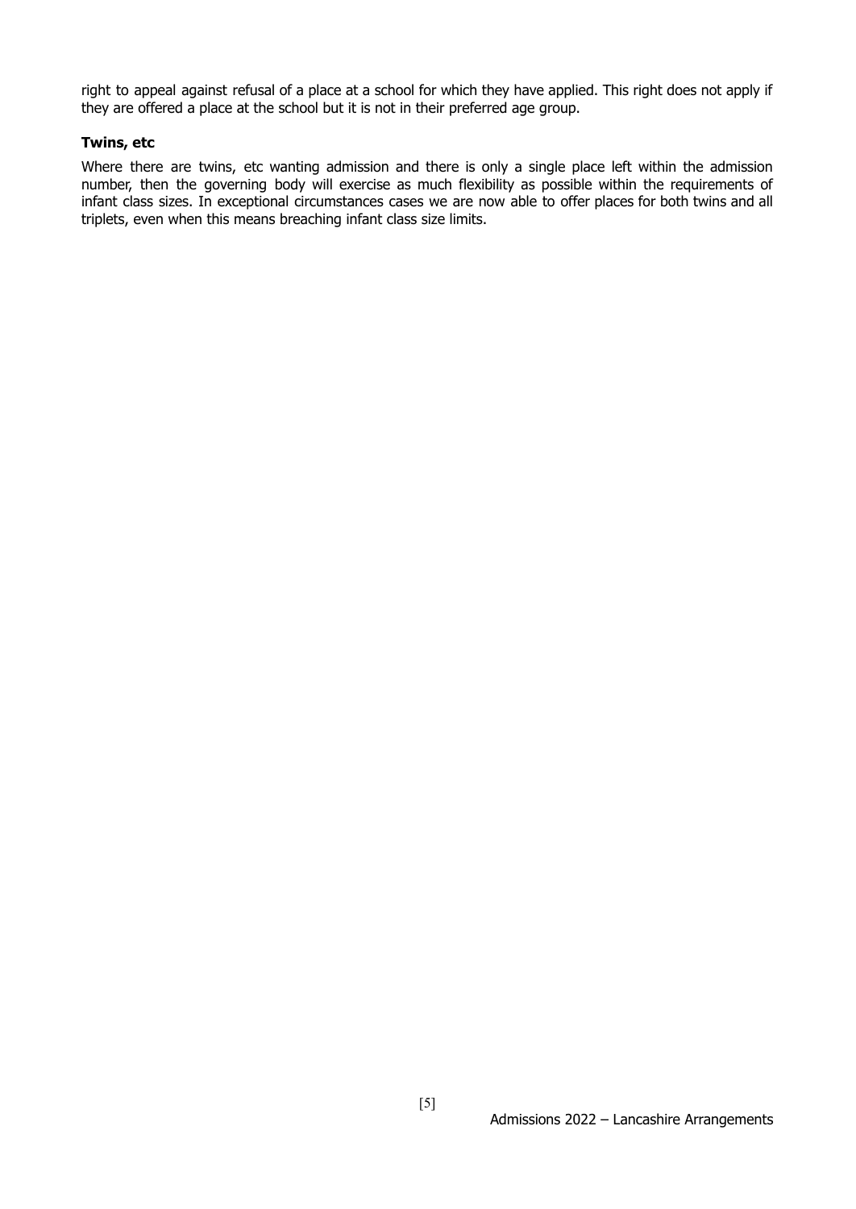right to appeal against refusal of a place at a school for which they have applied. This right does not apply if they are offered a place at the school but it is not in their preferred age group.

**Twins, etc**

Where there are twins, etc wanting admission and there is only a single place left within the admission number, then the governing body will exercise as much flexibility as possible within the requirements of infant class sizes. In exceptional circumstances cases we are now able to offer places for both twins and all triplets, even when this means breaching infant class size limits.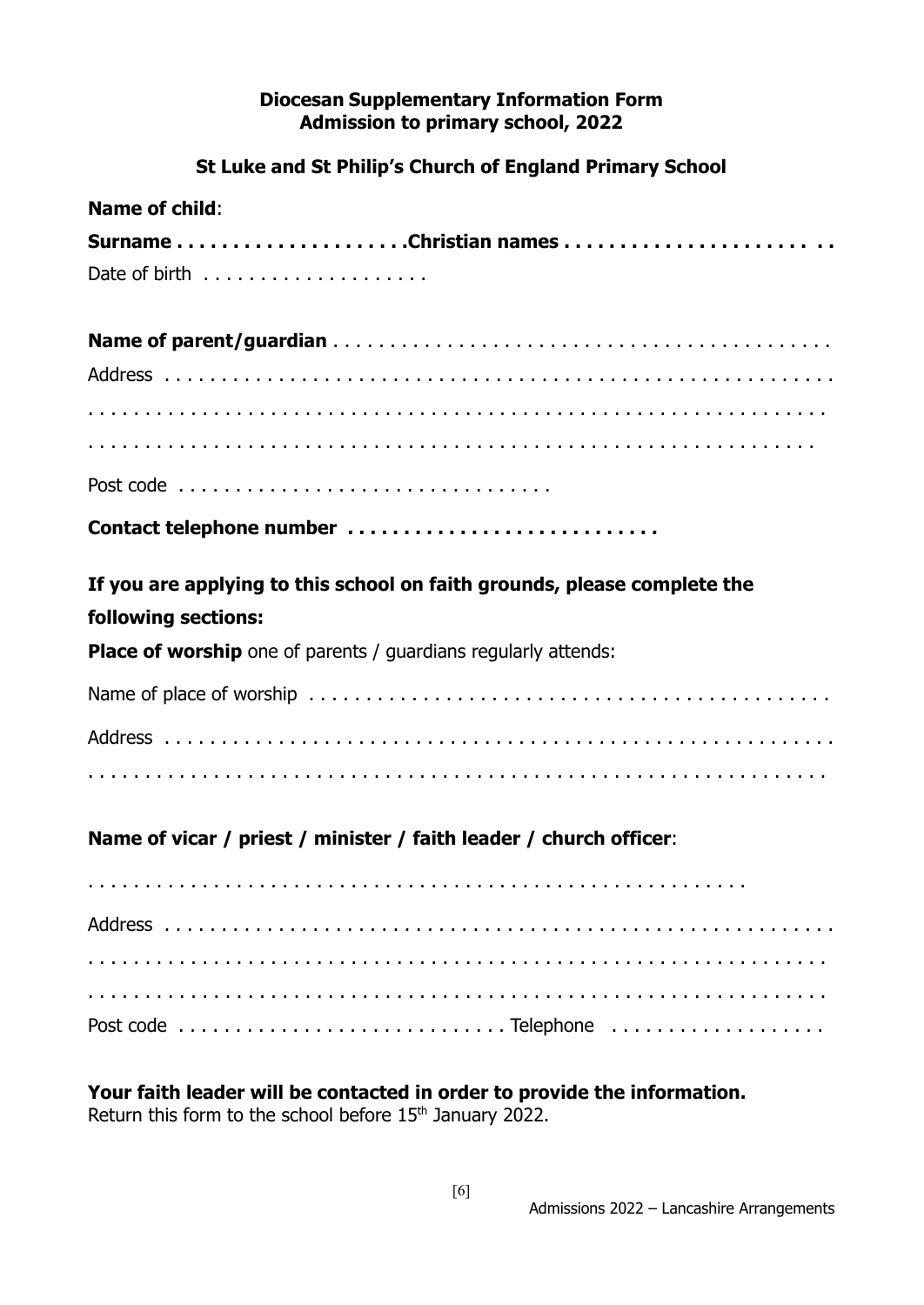**Diocesan Supplementary Information Form**
**Admission to primary school, 2022**

**St Luke and St Philip's Church of England Primary School**

**Name of child**:

**Surname . . . . . . . . . . . . . . . . . . . .Christian names . . . . . . . . . . . . . . . . . . . . . . . .**

Date of birth . . . . . . . . . . . . . . . . . . . .

**Name of parent/guardian** . . . . . . . . . . . . . . . . . . . . . . . . . . . . . . . . . . . . . . . . . . . .

Address . . . . . . . . . . . . . . . . . . . . . . . . . . . . . . . . . . . . . . . . . . . . . . . . . . . . . . .

. . . . . . . . . . . . . . . . . . . . . . . . . . . . . . . . . . . . . . . . . . . . . . . . . . . . . . . . . . . .

. . . . . . . . . . . . . . . . . . . . . . . . . . . . . . . . . . . . . . . . . . . . . . . . . . . . . . . . . . .

Post code . . . . . . . . . . . . . . . . . . . . . . . . . . . . . . . . .

**Contact telephone number . . . . . . . . . . . . . . . . . . . . . . . . . . . .**

**If you are applying to this school on faith grounds, please complete the following sections:**

**Place of worship** one of parents / guardians regularly attends:

Name of place of worship . . . . . . . . . . . . . . . . . . . . . . . . . . . . . . . . . . . . . . . . . . . . .

Address . . . . . . . . . . . . . . . . . . . . . . . . . . . . . . . . . . . . . . . . . . . . . . . . . . . . . . .

. . . . . . . . . . . . . . . . . . . . . . . . . . . . . . . . . . . . . . . . . . . . . . . . . . . . . . . . . . . .

**Name of vicar / priest / minister / faith leader / church officer**:

. . . . . . . . . . . . . . . . . . . . . . . . . . . . . . . . . . . . . . . . . . . . . . . . . . . . . .

Address . . . . . . . . . . . . . . . . . . . . . . . . . . . . . . . . . . . . . . . . . . . . . . . . . . . . . . .

. . . . . . . . . . . . . . . . . . . . . . . . . . . . . . . . . . . . . . . . . . . . . . . . . . . . . . . . . . . .

. . . . . . . . . . . . . . . . . . . . . . . . . . . . . . . . . . . . . . . . . . . . . . . . . . . . . . . . . . . .

Post code . . . . . . . . . . . . . . . . . . . . . . . . . . . . Telephone . . . . . . . . . . . . . . . . . . .

**Your faith leader will be contacted in order to provide the information.**
Return this form to the school before 15th January 2022.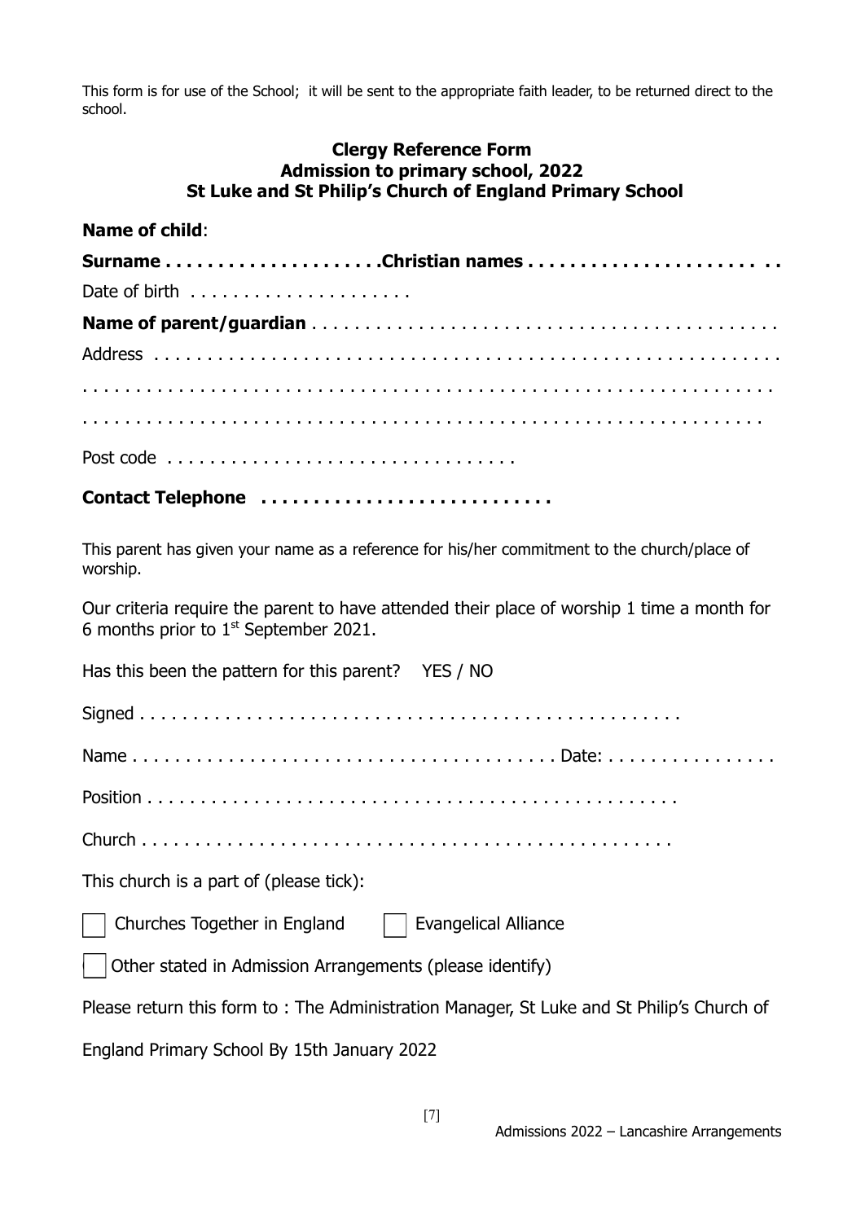This form is for use of the School; it will be sent to the appropriate faith leader, to be returned direct to the school.

## Clergy Reference Form
## Admission to primary school, 2022
## St Luke and St Philip's Church of England Primary School

**Name of child**:

**Surname . . . . . . . . . . . . . . . . . . . .Christian names . . . . . . . . . . . . . . . . . . . . . . . .**

Date of birth . . . . . . . . . . . . . . . . . . . . .

**Name of parent/guardian** . . . . . . . . . . . . . . . . . . . . . . . . . . . . . . . . . . . . . . . . . . .

Address . . . . . . . . . . . . . . . . . . . . . . . . . . . . . . . . . . . . . . . . . . . . . . . . . . . . . .

. . . . . . . . . . . . . . . . . . . . . . . . . . . . . . . . . . . . . . . . . . . . . . . . . . . . . . . . . . .

. . . . . . . . . . . . . . . . . . . . . . . . . . . . . . . . . . . . . . . . . . . . . . . . . . . . . . . . . .

Post code . . . . . . . . . . . . . . . . . . . . . . . . . . . . . . . .

**Contact Telephone . . . . . . . . . . . . . . . . . . . . . . . . . . .**

This parent has given your name as a reference for his/her commitment to the church/place of worship.

Our criteria require the parent to have attended their place of worship 1 time a month for 6 months prior to 1st September 2021.

Has this been the pattern for this parent? YES / NO

Signed . . . . . . . . . . . . . . . . . . . . . . . . . . . . . . . . . . . . . . . . . . . . . . . . .

Name . . . . . . . . . . . . . . . . . . . . . . . . . . . . . . . . . . . . . . Date: . . . . . . . . . . . . . . . .

Position . . . . . . . . . . . . . . . . . . . . . . . . . . . . . . . . . . . . . . . . . . . . . . . .

Church . . . . . . . . . . . . . . . . . . . . . . . . . . . . . . . . . . . . . . . . . . . . . . . . .

This church is a part of (please tick):

- [ ] Churches Together in England
- [ ] Evangelical Alliance
- [ ] Other stated in Admission Arrangements (please identify)

Please return this form to : The Administration Manager, St Luke and St Philip's Church of England Primary School By 15th January 2022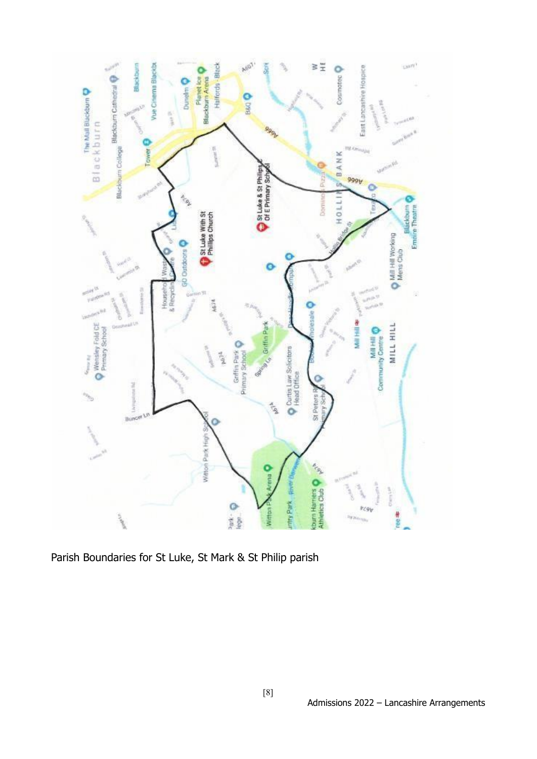Parish Boundaries for St Luke, St Mark & St Philip parish